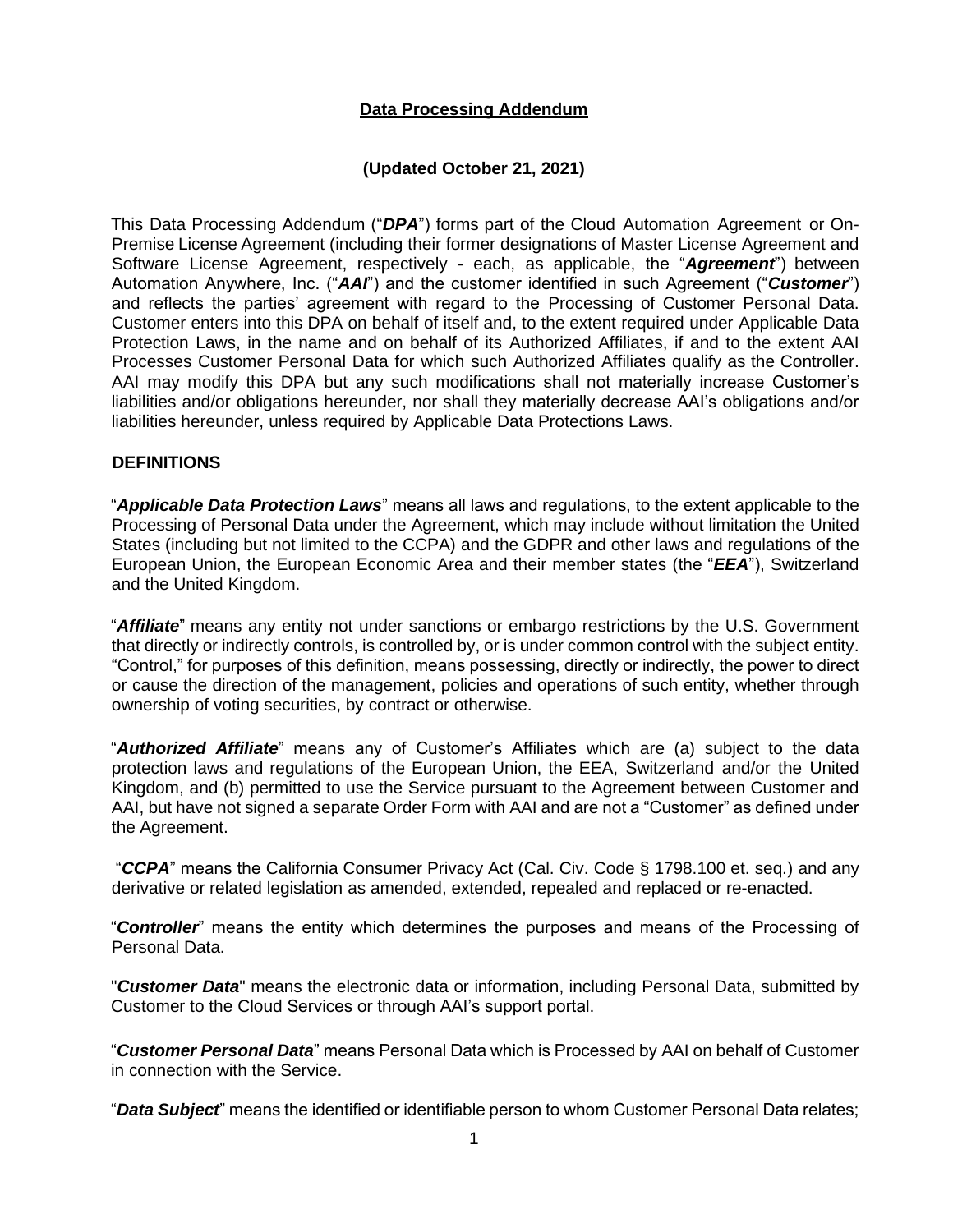# Data Processing Addendum

**(Updated October 21, 2021)**

This Data Processing Addendum ("***DPA***") forms part of the Cloud Automation Agreement or On-Premise License Agreement (including their former designations of Master License Agreement and Software License Agreement, respectively - each, as applicable, the "***Agreement***") between Automation Anywhere, Inc. ("***AAI***") and the customer identified in such Agreement ("***Customer***") and reflects the parties' agreement with regard to the Processing of Customer Personal Data. Customer enters into this DPA on behalf of itself and, to the extent required under Applicable Data Protection Laws, in the name and on behalf of its Authorized Affiliates, if and to the extent AAI Processes Customer Personal Data for which such Authorized Affiliates qualify as the Controller. AAI may modify this DPA but any such modifications shall not materially increase Customer's liabilities and/or obligations hereunder, nor shall they materially decrease AAI's obligations and/or liabilities hereunder, unless required by Applicable Data Protections Laws.

## DEFINITIONS

"***Applicable Data Protection Laws***" means all laws and regulations, to the extent applicable to the Processing of Personal Data under the Agreement, which may include without limitation the United States (including but not limited to the CCPA) and the GDPR and other laws and regulations of the European Union, the European Economic Area and their member states (the "***EEA***"), Switzerland and the United Kingdom.

"***Affiliate***" means any entity not under sanctions or embargo restrictions by the U.S. Government that directly or indirectly controls, is controlled by, or is under common control with the subject entity. "Control," for purposes of this definition, means possessing, directly or indirectly, the power to direct or cause the direction of the management, policies and operations of such entity, whether through ownership of voting securities, by contract or otherwise.

"***Authorized Affiliate***" means any of Customer's Affiliates which are (a) subject to the data protection laws and regulations of the European Union, the EEA, Switzerland and/or the United Kingdom, and (b) permitted to use the Service pursuant to the Agreement between Customer and AAI, but have not signed a separate Order Form with AAI and are not a "Customer" as defined under the Agreement.

"***CCPA***" means the California Consumer Privacy Act (Cal. Civ. Code § 1798.100 et. seq.) and any derivative or related legislation as amended, extended, repealed and replaced or re-enacted.

"***Controller***" means the entity which determines the purposes and means of the Processing of Personal Data.

"***Customer Data***" means the electronic data or information, including Personal Data, submitted by Customer to the Cloud Services or through AAI's support portal.

"***Customer Personal Data***" means Personal Data which is Processed by AAI on behalf of Customer in connection with the Service.

"***Data Subject***" means the identified or identifiable person to whom Customer Personal Data relates;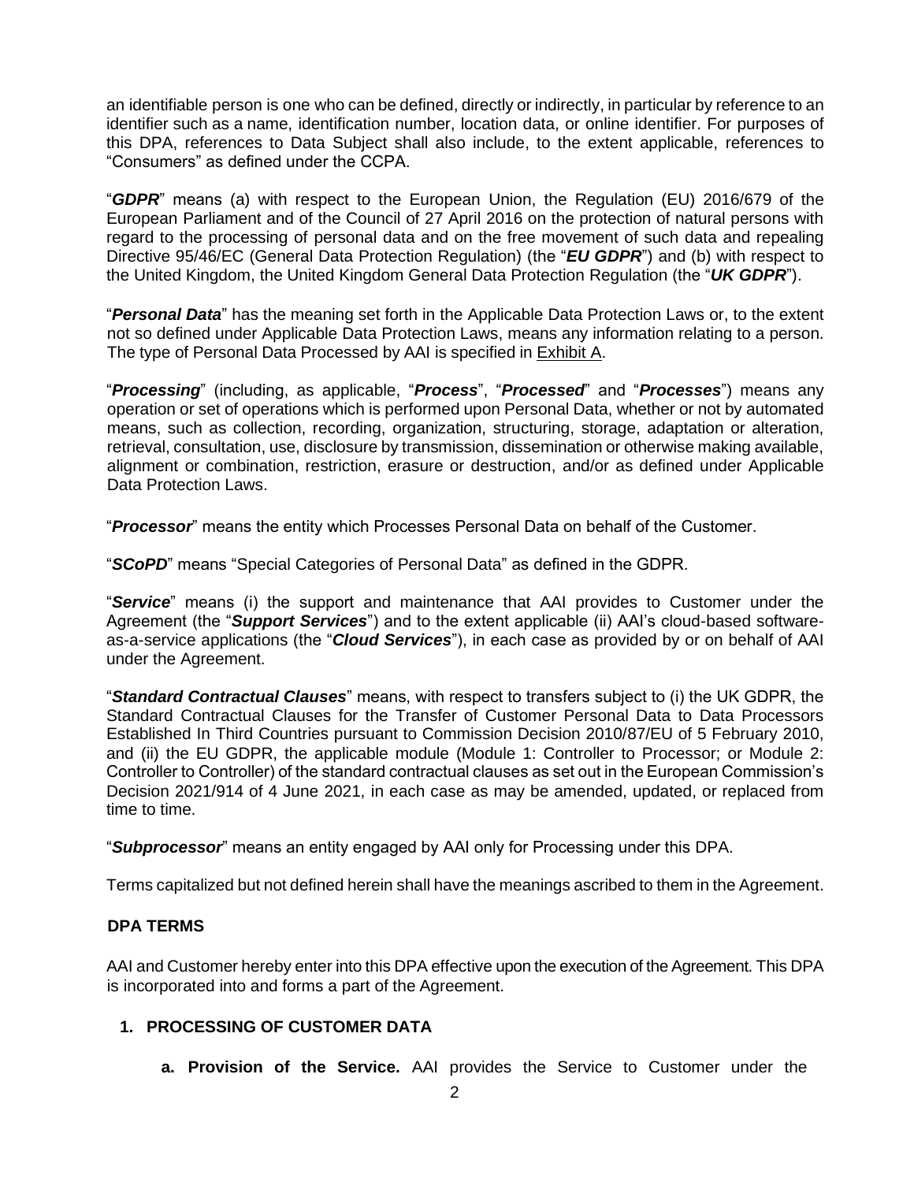an identifiable person is one who can be defined, directly or indirectly, in particular by reference to an identifier such as a name, identification number, location data, or online identifier. For purposes of this DPA, references to Data Subject shall also include, to the extent applicable, references to "Consumers" as defined under the CCPA.

"***GDPR***" means (a) with respect to the European Union, the Regulation (EU) 2016/679 of the European Parliament and of the Council of 27 April 2016 on the protection of natural persons with regard to the processing of personal data and on the free movement of such data and repealing Directive 95/46/EC (General Data Protection Regulation) (the "***EU GDPR***") and (b) with respect to the United Kingdom, the United Kingdom General Data Protection Regulation (the "***UK GDPR***").

"***Personal Data***" has the meaning set forth in the Applicable Data Protection Laws or, to the extent not so defined under Applicable Data Protection Laws, means any information relating to a person. The type of Personal Data Processed by AAI is specified in Exhibit A.

"***Processing***" (including, as applicable, "***Process***", "***Processed***" and "***Processes***") means any operation or set of operations which is performed upon Personal Data, whether or not by automated means, such as collection, recording, organization, structuring, storage, adaptation or alteration, retrieval, consultation, use, disclosure by transmission, dissemination or otherwise making available, alignment or combination, restriction, erasure or destruction, and/or as defined under Applicable Data Protection Laws.

"***Processor***" means the entity which Processes Personal Data on behalf of the Customer.

"***SCoPD***" means "Special Categories of Personal Data" as defined in the GDPR.

"***Service***" means (i) the support and maintenance that AAI provides to Customer under the Agreement (the "***Support Services***") and to the extent applicable (ii) AAI's cloud-based software-as-a-service applications (the "***Cloud Services***"), in each case as provided by or on behalf of AAI under the Agreement.

"***Standard Contractual Clauses***" means, with respect to transfers subject to (i) the UK GDPR, the Standard Contractual Clauses for the Transfer of Customer Personal Data to Data Processors Established In Third Countries pursuant to Commission Decision 2010/87/EU of 5 February 2010, and (ii) the EU GDPR, the applicable module (Module 1: Controller to Processor; or Module 2: Controller to Controller) of the standard contractual clauses as set out in the European Commission's Decision 2021/914 of 4 June 2021, in each case as may be amended, updated, or replaced from time to time.

"***Subprocessor***" means an entity engaged by AAI only for Processing under this DPA.

Terms capitalized but not defined herein shall have the meanings ascribed to them in the Agreement.

## DPA TERMS

AAI and Customer hereby enter into this DPA effective upon the execution of the Agreement. This DPA is incorporated into and forms a part of the Agreement.

### 1. PROCESSING OF CUSTOMER DATA

a. **Provision of the Service.** AAI provides the Service to Customer under the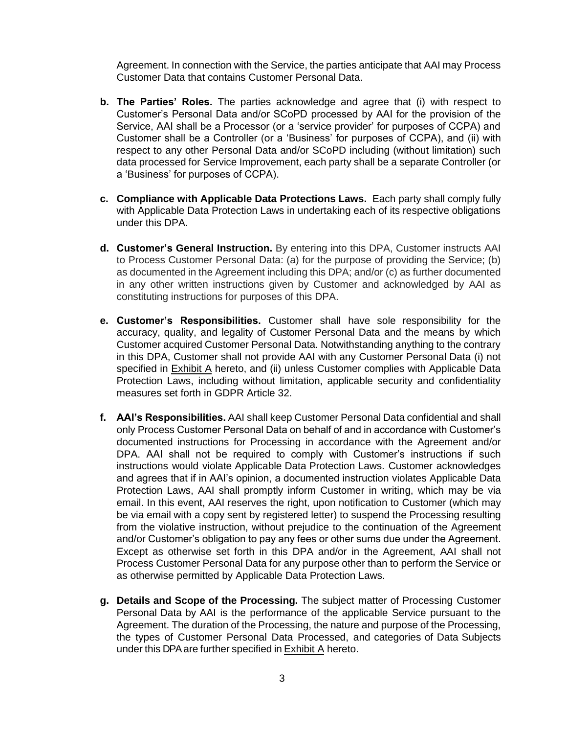Agreement. In connection with the Service, the parties anticipate that AAI may Process Customer Data that contains Customer Personal Data.

**b. The Parties' Roles.** The parties acknowledge and agree that (i) with respect to Customer's Personal Data and/or SCoPD processed by AAI for the provision of the Service, AAI shall be a Processor (or a 'service provider' for purposes of CCPA) and Customer shall be a Controller (or a 'Business' for purposes of CCPA), and (ii) with respect to any other Personal Data and/or SCoPD including (without limitation) such data processed for Service Improvement, each party shall be a separate Controller (or a 'Business' for purposes of CCPA).

**c. Compliance with Applicable Data Protections Laws.** Each party shall comply fully with Applicable Data Protection Laws in undertaking each of its respective obligations under this DPA.

**d. Customer's General Instruction.** By entering into this DPA, Customer instructs AAI to Process Customer Personal Data: (a) for the purpose of providing the Service; (b) as documented in the Agreement including this DPA; and/or (c) as further documented in any other written instructions given by Customer and acknowledged by AAI as constituting instructions for purposes of this DPA.

**e. Customer's Responsibilities.** Customer shall have sole responsibility for the accuracy, quality, and legality of Customer Personal Data and the means by which Customer acquired Customer Personal Data. Notwithstanding anything to the contrary in this DPA, Customer shall not provide AAI with any Customer Personal Data (i) not specified in Exhibit A hereto, and (ii) unless Customer complies with Applicable Data Protection Laws, including without limitation, applicable security and confidentiality measures set forth in GDPR Article 32.

**f. AAI's Responsibilities.** AAI shall keep Customer Personal Data confidential and shall only Process Customer Personal Data on behalf of and in accordance with Customer's documented instructions for Processing in accordance with the Agreement and/or DPA. AAI shall not be required to comply with Customer's instructions if such instructions would violate Applicable Data Protection Laws. Customer acknowledges and agrees that if in AAI's opinion, a documented instruction violates Applicable Data Protection Laws, AAI shall promptly inform Customer in writing, which may be via email. In this event, AAI reserves the right, upon notification to Customer (which may be via email with a copy sent by registered letter) to suspend the Processing resulting from the violative instruction, without prejudice to the continuation of the Agreement and/or Customer's obligation to pay any fees or other sums due under the Agreement. Except as otherwise set forth in this DPA and/or in the Agreement, AAI shall not Process Customer Personal Data for any purpose other than to perform the Service or as otherwise permitted by Applicable Data Protection Laws.

**g. Details and Scope of the Processing.** The subject matter of Processing Customer Personal Data by AAI is the performance of the applicable Service pursuant to the Agreement. The duration of the Processing, the nature and purpose of the Processing, the types of Customer Personal Data Processed, and categories of Data Subjects under this DPA are further specified in Exhibit A hereto.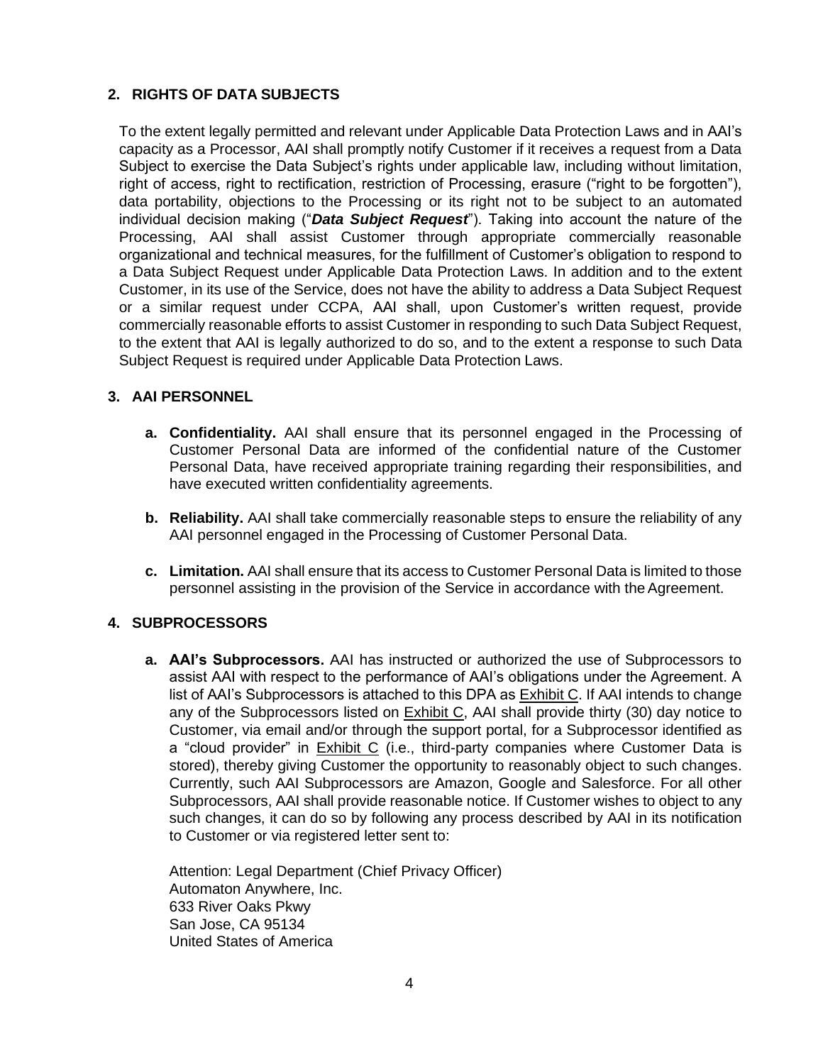## 2. RIGHTS OF DATA SUBJECTS

To the extent legally permitted and relevant under Applicable Data Protection Laws and in AAI's capacity as a Processor, AAI shall promptly notify Customer if it receives a request from a Data Subject to exercise the Data Subject's rights under applicable law, including without limitation, right of access, right to rectification, restriction of Processing, erasure ("right to be forgotten"), data portability, objections to the Processing or its right not to be subject to an automated individual decision making ("***Data Subject Request***"). Taking into account the nature of the Processing, AAI shall assist Customer through appropriate commercially reasonable organizational and technical measures, for the fulfillment of Customer's obligation to respond to a Data Subject Request under Applicable Data Protection Laws. In addition and to the extent Customer, in its use of the Service, does not have the ability to address a Data Subject Request or a similar request under CCPA, AAI shall, upon Customer's written request, provide commercially reasonable efforts to assist Customer in responding to such Data Subject Request, to the extent that AAI is legally authorized to do so, and to the extent a response to such Data Subject Request is required under Applicable Data Protection Laws.

## 3. AAI PERSONNEL

**a. Confidentiality.** AAI shall ensure that its personnel engaged in the Processing of Customer Personal Data are informed of the confidential nature of the Customer Personal Data, have received appropriate training regarding their responsibilities, and have executed written confidentiality agreements.

**b. Reliability.** AAI shall take commercially reasonable steps to ensure the reliability of any AAI personnel engaged in the Processing of Customer Personal Data.

**c. Limitation.** AAI shall ensure that its access to Customer Personal Data is limited to those personnel assisting in the provision of the Service in accordance with the Agreement.

## 4. SUBPROCESSORS

**a. AAI's Subprocessors.** AAI has instructed or authorized the use of Subprocessors to assist AAI with respect to the performance of AAI's obligations under the Agreement. A list of AAI's Subprocessors is attached to this DPA as Exhibit C. If AAI intends to change any of the Subprocessors listed on Exhibit C, AAI shall provide thirty (30) day notice to Customer, via email and/or through the support portal, for a Subprocessor identified as a "cloud provider" in Exhibit C (i.e., third-party companies where Customer Data is stored), thereby giving Customer the opportunity to reasonably object to such changes. Currently, such AAI Subprocessors are Amazon, Google and Salesforce. For all other Subprocessors, AAI shall provide reasonable notice. If Customer wishes to object to any such changes, it can do so by following any process described by AAI in its notification to Customer or via registered letter sent to:

Attention: Legal Department (Chief Privacy Officer)
Automaton Anywhere, Inc.
633 River Oaks Pkwy
San Jose, CA 95134
United States of America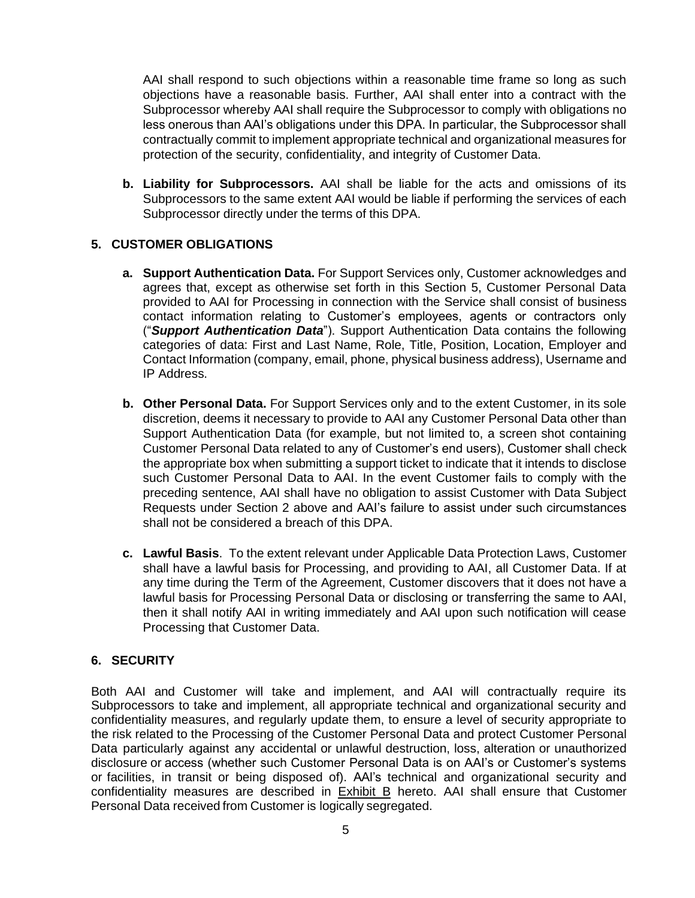AAI shall respond to such objections within a reasonable time frame so long as such objections have a reasonable basis. Further, AAI shall enter into a contract with the Subprocessor whereby AAI shall require the Subprocessor to comply with obligations no less onerous than AAI's obligations under this DPA. In particular, the Subprocessor shall contractually commit to implement appropriate technical and organizational measures for protection of the security, confidentiality, and integrity of Customer Data.

**b. Liability for Subprocessors.** AAI shall be liable for the acts and omissions of its Subprocessors to the same extent AAI would be liable if performing the services of each Subprocessor directly under the terms of this DPA.

## 5. CUSTOMER OBLIGATIONS

**a. Support Authentication Data.** For Support Services only, Customer acknowledges and agrees that, except as otherwise set forth in this Section 5, Customer Personal Data provided to AAI for Processing in connection with the Service shall consist of business contact information relating to Customer's employees, agents or contractors only ("***Support Authentication Data***"). Support Authentication Data contains the following categories of data: First and Last Name, Role, Title, Position, Location, Employer and Contact Information (company, email, phone, physical business address), Username and IP Address.

**b. Other Personal Data.** For Support Services only and to the extent Customer, in its sole discretion, deems it necessary to provide to AAI any Customer Personal Data other than Support Authentication Data (for example, but not limited to, a screen shot containing Customer Personal Data related to any of Customer's end users), Customer shall check the appropriate box when submitting a support ticket to indicate that it intends to disclose such Customer Personal Data to AAI. In the event Customer fails to comply with the preceding sentence, AAI shall have no obligation to assist Customer with Data Subject Requests under Section 2 above and AAI's failure to assist under such circumstances shall not be considered a breach of this DPA.

**c. Lawful Basis**. To the extent relevant under Applicable Data Protection Laws, Customer shall have a lawful basis for Processing, and providing to AAI, all Customer Data. If at any time during the Term of the Agreement, Customer discovers that it does not have a lawful basis for Processing Personal Data or disclosing or transferring the same to AAI, then it shall notify AAI in writing immediately and AAI upon such notification will cease Processing that Customer Data.

## 6. SECURITY

Both AAI and Customer will take and implement, and AAI will contractually require its Subprocessors to take and implement, all appropriate technical and organizational security and confidentiality measures, and regularly update them, to ensure a level of security appropriate to the risk related to the Processing of the Customer Personal Data and protect Customer Personal Data particularly against any accidental or unlawful destruction, loss, alteration or unauthorized disclosure or access (whether such Customer Personal Data is on AAI's or Customer's systems or facilities, in transit or being disposed of). AAI's technical and organizational security and confidentiality measures are described in Exhibit B hereto. AAI shall ensure that Customer Personal Data received from Customer is logically segregated.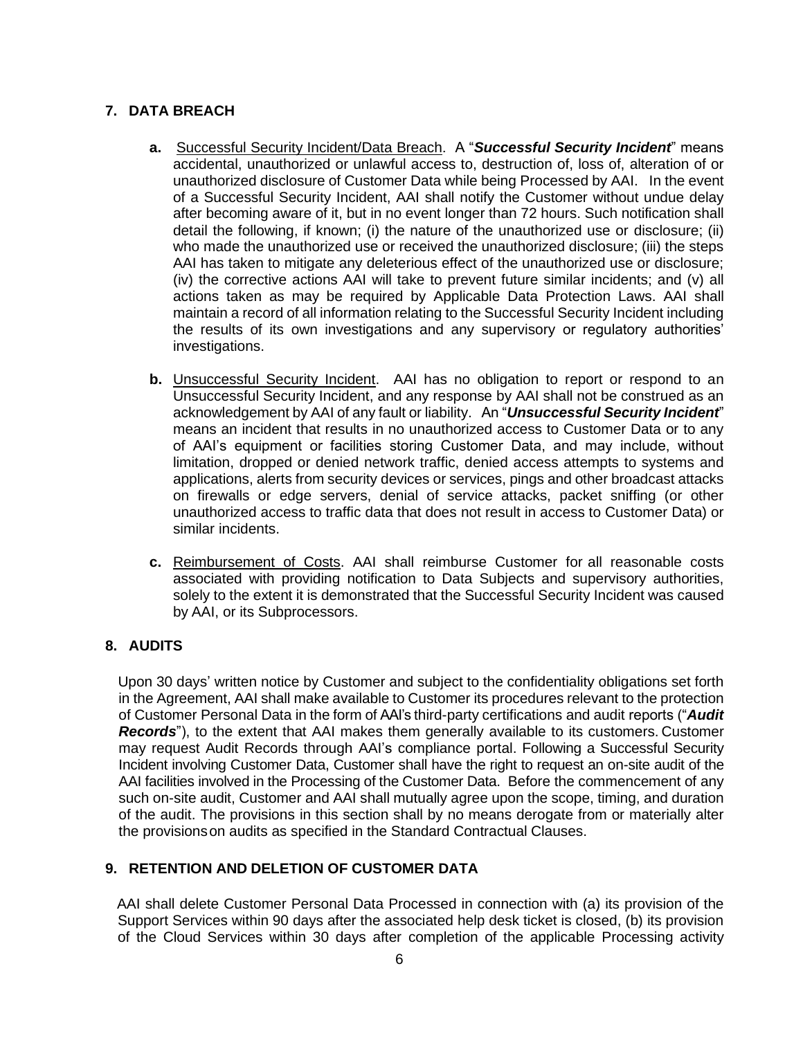## 7. DATA BREACH

**a.** Successful Security Incident/Data Breach. A "***Successful Security Incident***" means accidental, unauthorized or unlawful access to, destruction of, loss of, alteration of or unauthorized disclosure of Customer Data while being Processed by AAI. In the event of a Successful Security Incident, AAI shall notify the Customer without undue delay after becoming aware of it, but in no event longer than 72 hours. Such notification shall detail the following, if known; (i) the nature of the unauthorized use or disclosure; (ii) who made the unauthorized use or received the unauthorized disclosure; (iii) the steps AAI has taken to mitigate any deleterious effect of the unauthorized use or disclosure; (iv) the corrective actions AAI will take to prevent future similar incidents; and (v) all actions taken as may be required by Applicable Data Protection Laws. AAI shall maintain a record of all information relating to the Successful Security Incident including the results of its own investigations and any supervisory or regulatory authorities' investigations.

**b.** Unsuccessful Security Incident. AAI has no obligation to report or respond to an Unsuccessful Security Incident, and any response by AAI shall not be construed as an acknowledgement by AAI of any fault or liability. An "***Unsuccessful Security Incident***" means an incident that results in no unauthorized access to Customer Data or to any of AAI's equipment or facilities storing Customer Data, and may include, without limitation, dropped or denied network traffic, denied access attempts to systems and applications, alerts from security devices or services, pings and other broadcast attacks on firewalls or edge servers, denial of service attacks, packet sniffing (or other unauthorized access to traffic data that does not result in access to Customer Data) or similar incidents.

**c.** Reimbursement of Costs. AAI shall reimburse Customer for all reasonable costs associated with providing notification to Data Subjects and supervisory authorities, solely to the extent it is demonstrated that the Successful Security Incident was caused by AAI, or its Subprocessors.

## 8. AUDITS

Upon 30 days' written notice by Customer and subject to the confidentiality obligations set forth in the Agreement, AAI shall make available to Customer its procedures relevant to the protection of Customer Personal Data in the form of AAI's third-party certifications and audit reports ("***Audit Records***"), to the extent that AAI makes them generally available to its customers. Customer may request Audit Records through AAI's compliance portal. Following a Successful Security Incident involving Customer Data, Customer shall have the right to request an on-site audit of the AAI facilities involved in the Processing of the Customer Data. Before the commencement of any such on-site audit, Customer and AAI shall mutually agree upon the scope, timing, and duration of the audit. The provisions in this section shall by no means derogate from or materially alter the provisions on audits as specified in the Standard Contractual Clauses.

## 9. RETENTION AND DELETION OF CUSTOMER DATA

AAI shall delete Customer Personal Data Processed in connection with (a) its provision of the Support Services within 90 days after the associated help desk ticket is closed, (b) its provision of the Cloud Services within 30 days after completion of the applicable Processing activity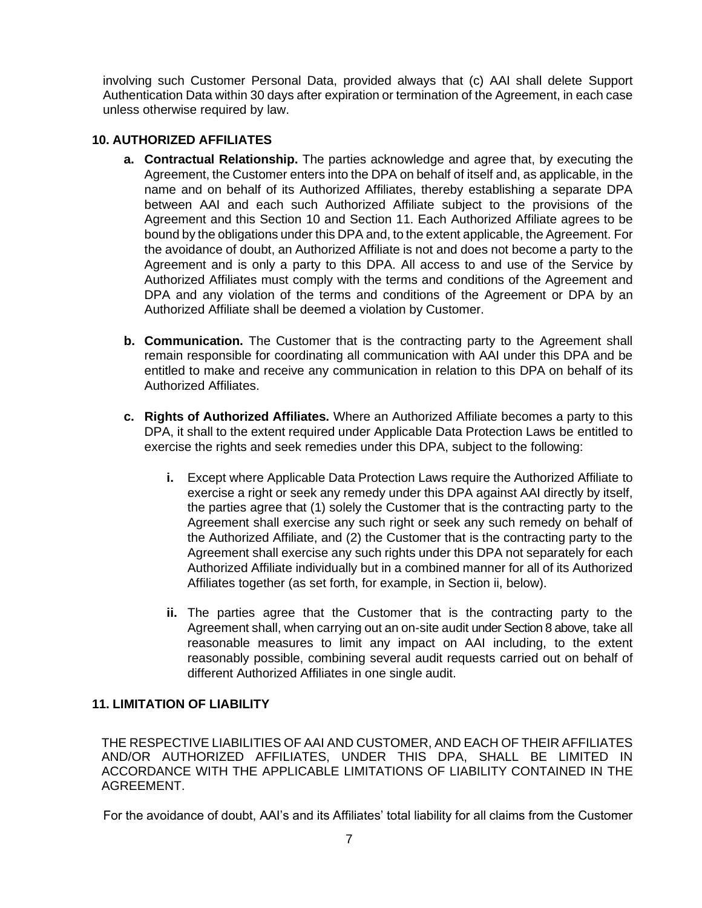involving such Customer Personal Data, provided always that (c) AAI shall delete Support Authentication Data within 30 days after expiration or termination of the Agreement, in each case unless otherwise required by law.

## 10. AUTHORIZED AFFILIATES

**a. Contractual Relationship.** The parties acknowledge and agree that, by executing the Agreement, the Customer enters into the DPA on behalf of itself and, as applicable, in the name and on behalf of its Authorized Affiliates, thereby establishing a separate DPA between AAI and each such Authorized Affiliate subject to the provisions of the Agreement and this Section 10 and Section 11. Each Authorized Affiliate agrees to be bound by the obligations under this DPA and, to the extent applicable, the Agreement. For the avoidance of doubt, an Authorized Affiliate is not and does not become a party to the Agreement and is only a party to this DPA. All access to and use of the Service by Authorized Affiliates must comply with the terms and conditions of the Agreement and DPA and any violation of the terms and conditions of the Agreement or DPA by an Authorized Affiliate shall be deemed a violation by Customer.

**b. Communication.** The Customer that is the contracting party to the Agreement shall remain responsible for coordinating all communication with AAI under this DPA and be entitled to make and receive any communication in relation to this DPA on behalf of its Authorized Affiliates.

**c. Rights of Authorized Affiliates.** Where an Authorized Affiliate becomes a party to this DPA, it shall to the extent required under Applicable Data Protection Laws be entitled to exercise the rights and seek remedies under this DPA, subject to the following:

> **i.** Except where Applicable Data Protection Laws require the Authorized Affiliate to exercise a right or seek any remedy under this DPA against AAI directly by itself, the parties agree that (1) solely the Customer that is the contracting party to the Agreement shall exercise any such right or seek any such remedy on behalf of the Authorized Affiliate, and (2) the Customer that is the contracting party to the Agreement shall exercise any such rights under this DPA not separately for each Authorized Affiliate individually but in a combined manner for all of its Authorized Affiliates together (as set forth, for example, in Section ii, below).
>
> **ii.** The parties agree that the Customer that is the contracting party to the Agreement shall, when carrying out an on-site audit under Section 8 above, take all reasonable measures to limit any impact on AAI including, to the extent reasonably possible, combining several audit requests carried out on behalf of different Authorized Affiliates in one single audit.

## 11. LIMITATION OF LIABILITY

THE RESPECTIVE LIABILITIES OF AAI AND CUSTOMER, AND EACH OF THEIR AFFILIATES AND/OR AUTHORIZED AFFILIATES, UNDER THIS DPA, SHALL BE LIMITED IN ACCORDANCE WITH THE APPLICABLE LIMITATIONS OF LIABILITY CONTAINED IN THE AGREEMENT.

For the avoidance of doubt, AAI's and its Affiliates' total liability for all claims from the Customer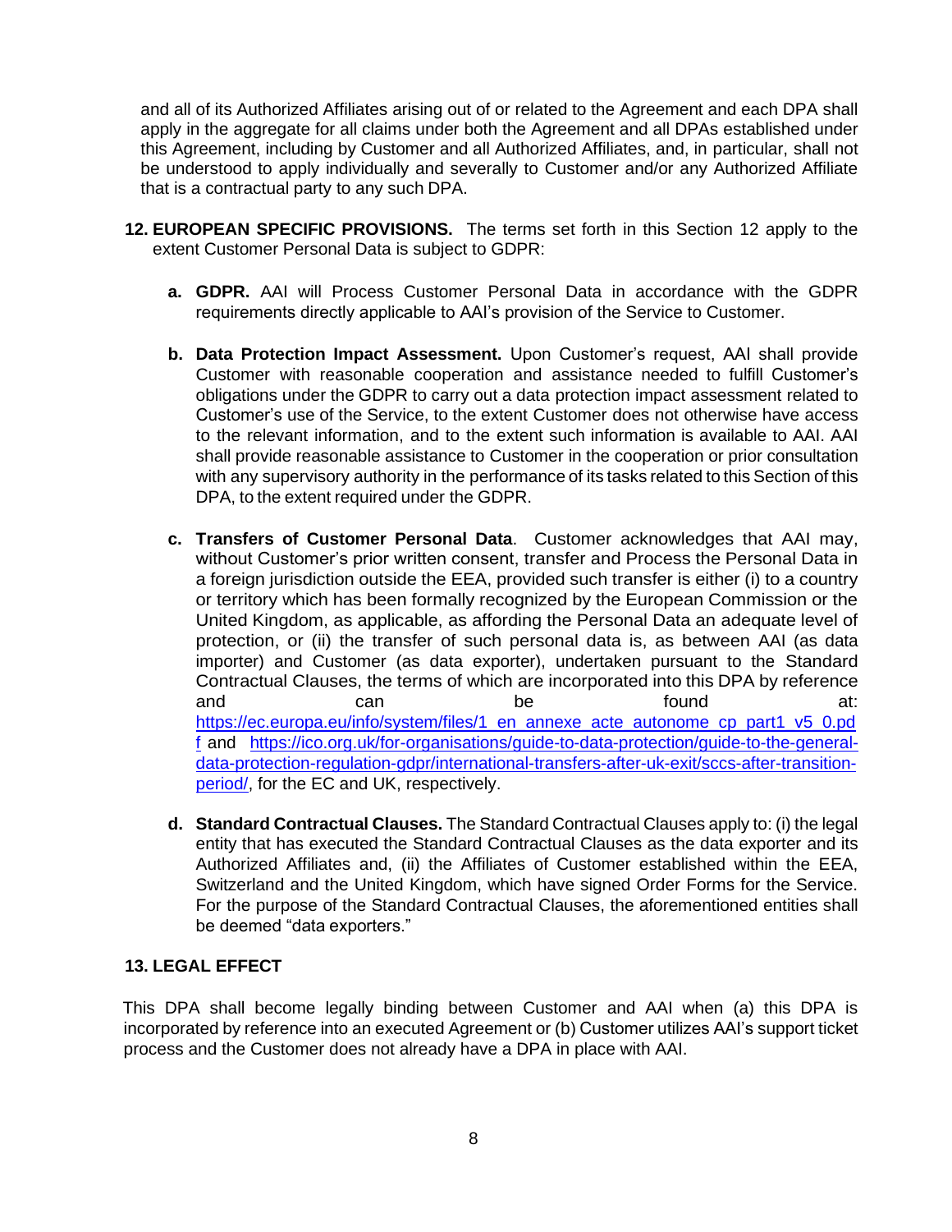and all of its Authorized Affiliates arising out of or related to the Agreement and each DPA shall apply in the aggregate for all claims under both the Agreement and all DPAs established under this Agreement, including by Customer and all Authorized Affiliates, and, in particular, shall not be understood to apply individually and severally to Customer and/or any Authorized Affiliate that is a contractual party to any such DPA.

**12. EUROPEAN SPECIFIC PROVISIONS.** The terms set forth in this Section 12 apply to the extent Customer Personal Data is subject to GDPR:

**a. GDPR.** AAI will Process Customer Personal Data in accordance with the GDPR requirements directly applicable to AAI's provision of the Service to Customer.

**b. Data Protection Impact Assessment.** Upon Customer's request, AAI shall provide Customer with reasonable cooperation and assistance needed to fulfill Customer's obligations under the GDPR to carry out a data protection impact assessment related to Customer's use of the Service, to the extent Customer does not otherwise have access to the relevant information, and to the extent such information is available to AAI. AAI shall provide reasonable assistance to Customer in the cooperation or prior consultation with any supervisory authority in the performance of its tasks related to this Section of this DPA, to the extent required under the GDPR.

**c. Transfers of Customer Personal Data**. Customer acknowledges that AAI may, without Customer's prior written consent, transfer and Process the Personal Data in a foreign jurisdiction outside the EEA, provided such transfer is either (i) to a country or territory which has been formally recognized by the European Commission or the United Kingdom, as applicable, as affording the Personal Data an adequate level of protection, or (ii) the transfer of such personal data is, as between AAI (as data importer) and Customer (as data exporter), undertaken pursuant to the Standard Contractual Clauses, the terms of which are incorporated into this DPA by reference and can be found at: https://ec.europa.eu/info/system/files/1_en_annexe_acte_autonome_cp_part1_v5_0.pdf and https://ico.org.uk/for-organisations/guide-to-data-protection/guide-to-the-general-data-protection-regulation-gdpr/international-transfers-after-uk-exit/sccs-after-transition-period/, for the EC and UK, respectively.

**d. Standard Contractual Clauses.** The Standard Contractual Clauses apply to: (i) the legal entity that has executed the Standard Contractual Clauses as the data exporter and its Authorized Affiliates and, (ii) the Affiliates of Customer established within the EEA, Switzerland and the United Kingdom, which have signed Order Forms for the Service. For the purpose of the Standard Contractual Clauses, the aforementioned entities shall be deemed "data exporters."

**13. LEGAL EFFECT**

This DPA shall become legally binding between Customer and AAI when (a) this DPA is incorporated by reference into an executed Agreement or (b) Customer utilizes AAI's support ticket process and the Customer does not already have a DPA in place with AAI.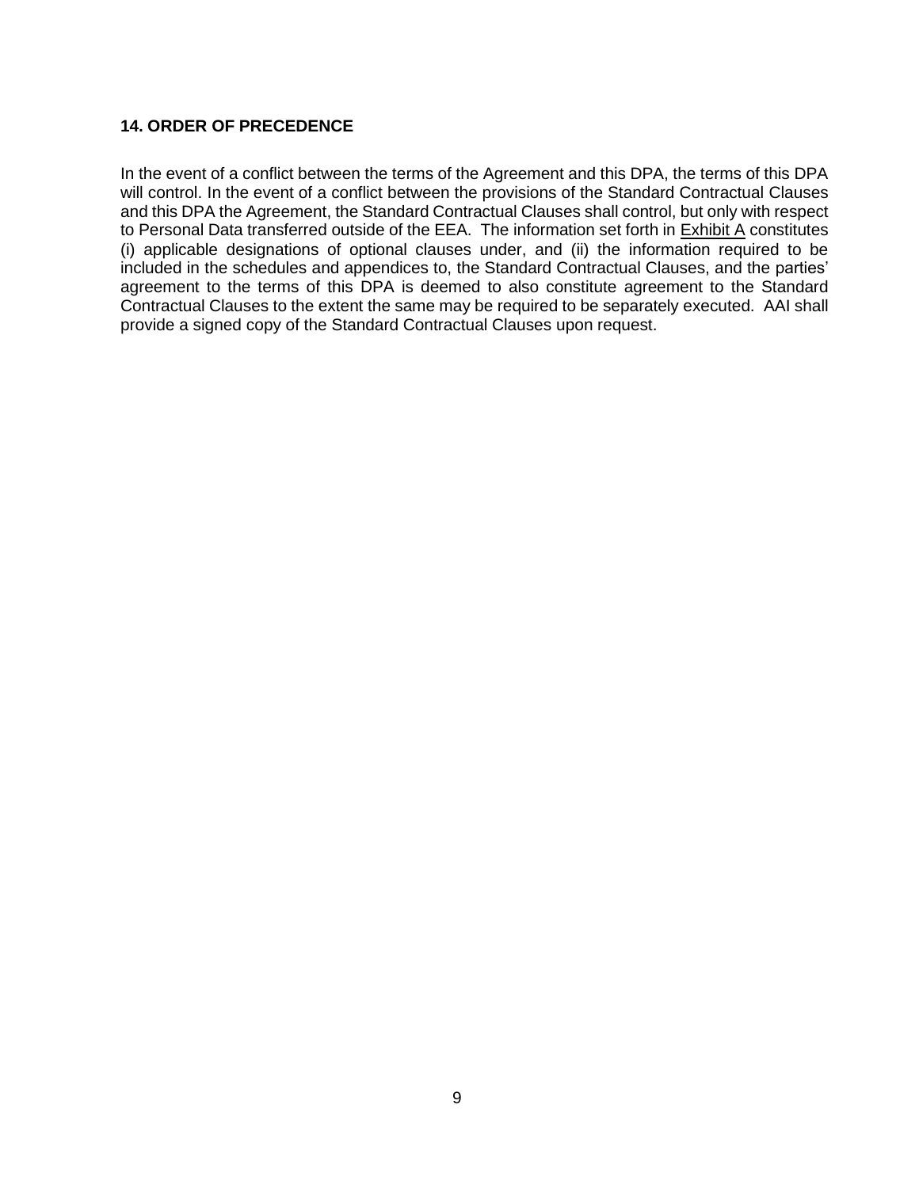## 14. ORDER OF PRECEDENCE

In the event of a conflict between the terms of the Agreement and this DPA, the terms of this DPA will control. In the event of a conflict between the provisions of the Standard Contractual Clauses and this DPA the Agreement, the Standard Contractual Clauses shall control, but only with respect to Personal Data transferred outside of the EEA. The information set forth in Exhibit A constitutes (i) applicable designations of optional clauses under, and (ii) the information required to be included in the schedules and appendices to, the Standard Contractual Clauses, and the parties' agreement to the terms of this DPA is deemed to also constitute agreement to the Standard Contractual Clauses to the extent the same may be required to be separately executed. AAI shall provide a signed copy of the Standard Contractual Clauses upon request.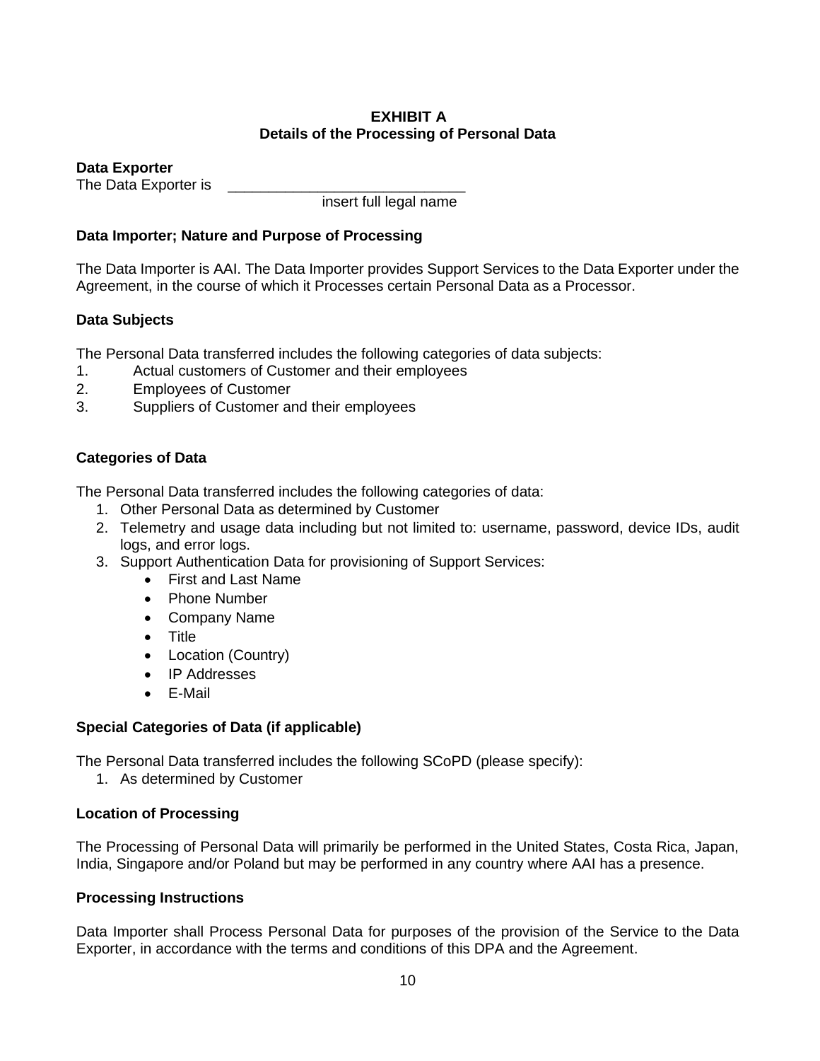**EXHIBIT A**
**Details of the Processing of Personal Data**

**Data Exporter**
The Data Exporter is \_\_\_\_\_\_\_\_\_\_\_\_\_\_\_\_\_\_\_\_\_\_\_\_\_\_\_\_\_\_
insert full legal name

**Data Importer; Nature and Purpose of Processing**

The Data Importer is AAI. The Data Importer provides Support Services to the Data Exporter under the Agreement, in the course of which it Processes certain Personal Data as a Processor.

**Data Subjects**

The Personal Data transferred includes the following categories of data subjects:

1. Actual customers of Customer and their employees
2. Employees of Customer
3. Suppliers of Customer and their employees

**Categories of Data**

The Personal Data transferred includes the following categories of data:

1. Other Personal Data as determined by Customer
2. Telemetry and usage data including but not limited to: username, password, device IDs, audit logs, and error logs.
3. Support Authentication Data for provisioning of Support Services:
    - First and Last Name
    - Phone Number
    - Company Name
    - Title
    - Location (Country)
    - IP Addresses
    - E-Mail

**Special Categories of Data (if applicable)**

The Personal Data transferred includes the following SCoPD (please specify):

1. As determined by Customer

**Location of Processing**

The Processing of Personal Data will primarily be performed in the United States, Costa Rica, Japan, India, Singapore and/or Poland but may be performed in any country where AAI has a presence.

**Processing Instructions**

Data Importer shall Process Personal Data for purposes of the provision of the Service to the Data Exporter, in accordance with the terms and conditions of this DPA and the Agreement.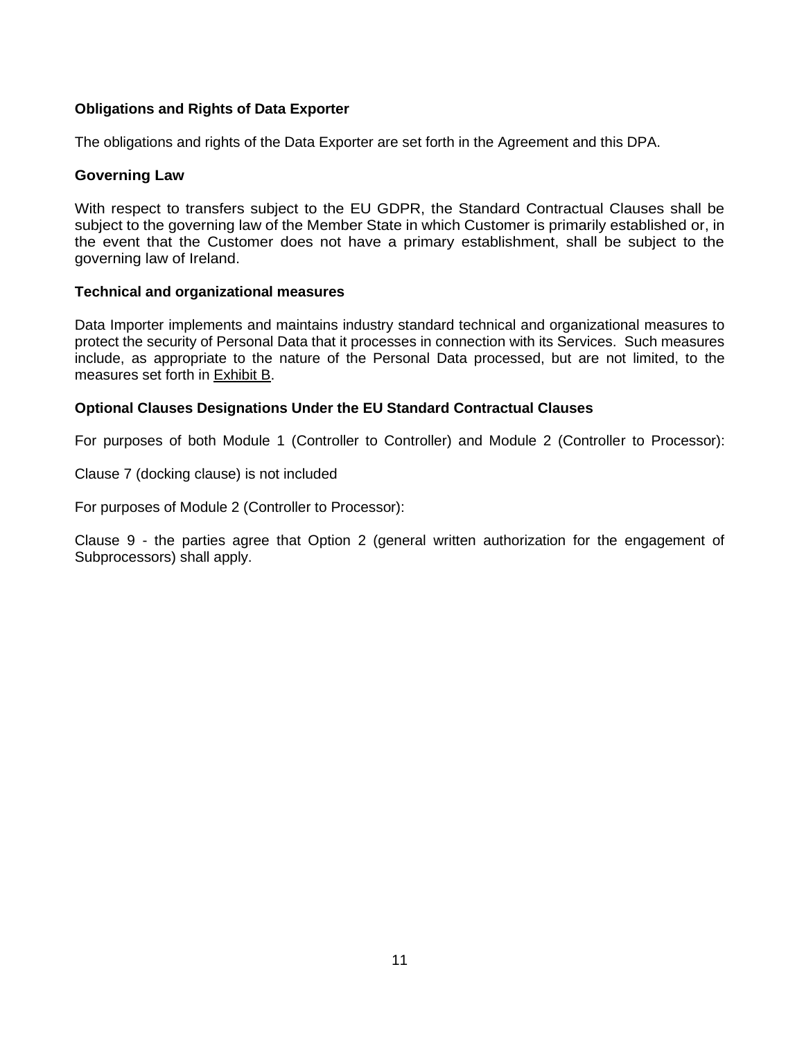**Obligations and Rights of Data Exporter**

The obligations and rights of the Data Exporter are set forth in the Agreement and this DPA.

**Governing Law**

With respect to transfers subject to the EU GDPR, the Standard Contractual Clauses shall be subject to the governing law of the Member State in which Customer is primarily established or, in the event that the Customer does not have a primary establishment, shall be subject to the governing law of Ireland.

**Technical and organizational measures**

Data Importer implements and maintains industry standard technical and organizational measures to protect the security of Personal Data that it processes in connection with its Services. Such measures include, as appropriate to the nature of the Personal Data processed, but are not limited, to the measures set forth in Exhibit B.

**Optional Clauses Designations Under the EU Standard Contractual Clauses**

For purposes of both Module 1 (Controller to Controller) and Module 2 (Controller to Processor):

Clause 7 (docking clause) is not included

For purposes of Module 2 (Controller to Processor):

Clause 9 - the parties agree that Option 2 (general written authorization for the engagement of Subprocessors) shall apply.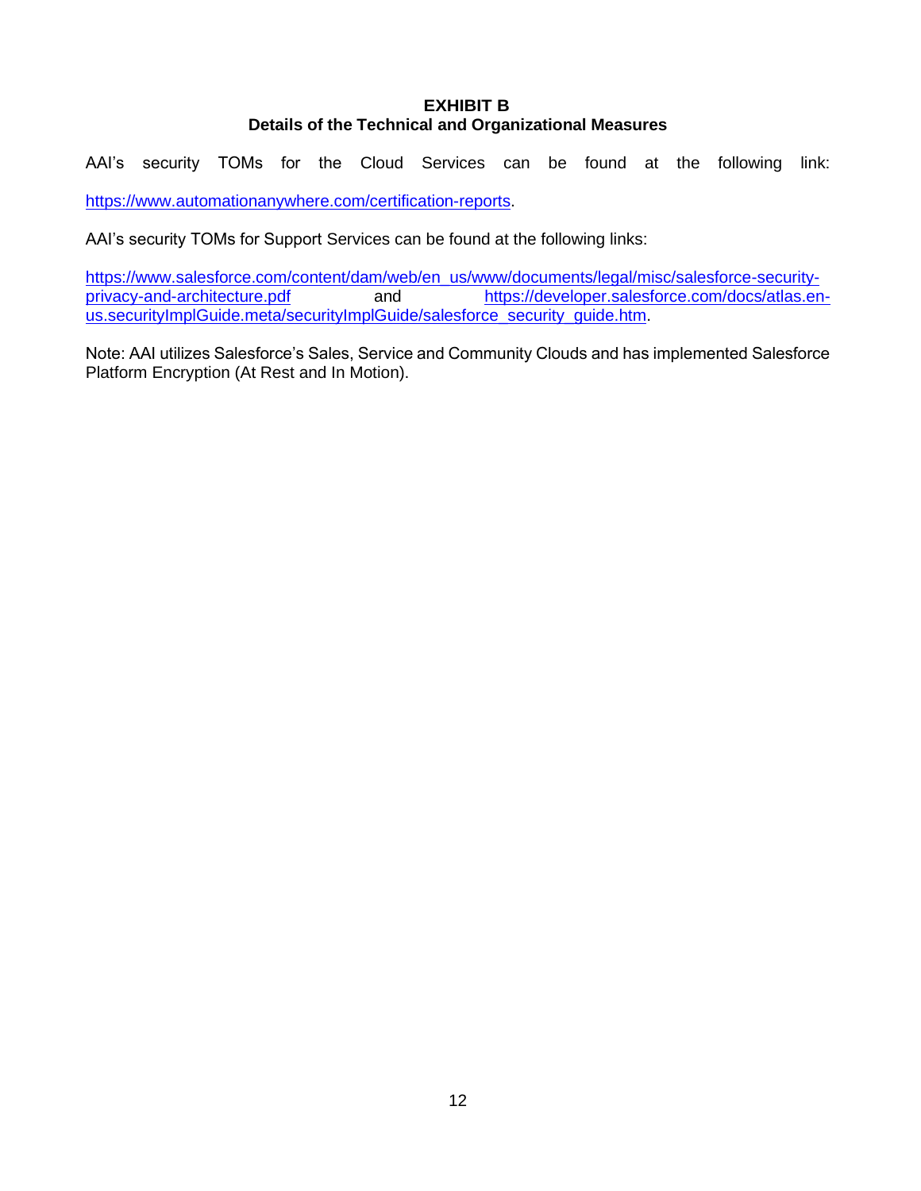# EXHIBIT B
## Details of the Technical and Organizational Measures

AAI's security TOMs for the Cloud Services can be found at the following link:

https://www.automationanywhere.com/certification-reports.

AAI's security TOMs for Support Services can be found at the following links:

https://www.salesforce.com/content/dam/web/en_us/www/documents/legal/misc/salesforce-security-privacy-and-architecture.pdf and https://developer.salesforce.com/docs/atlas.en-us.securityImplGuide.meta/securityImplGuide/salesforce_security_guide.htm.

Note: AAI utilizes Salesforce's Sales, Service and Community Clouds and has implemented Salesforce Platform Encryption (At Rest and In Motion).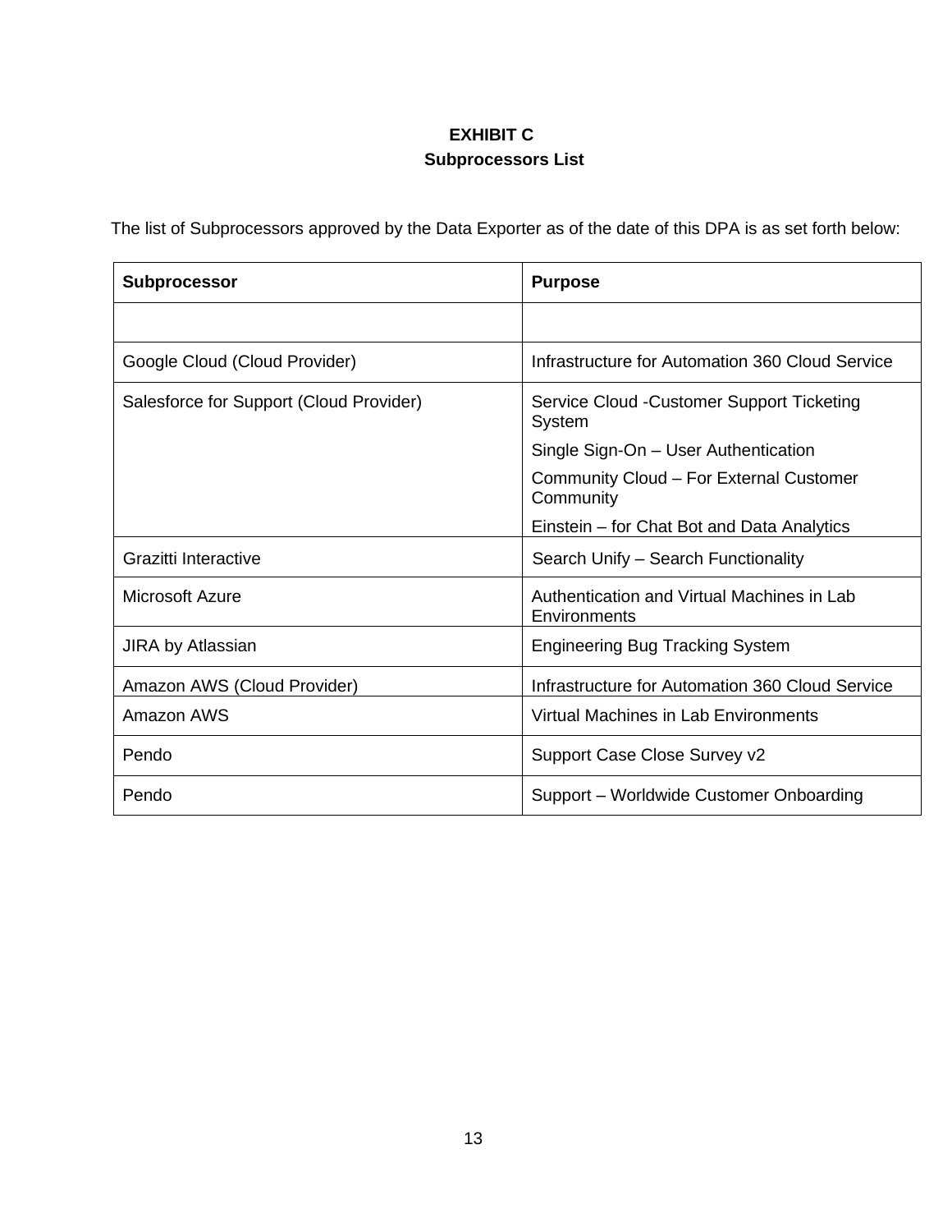# EXHIBIT C

## Subprocessors List

The list of Subprocessors approved by the Data Exporter as of the date of this DPA is as set forth below:

| Subprocessor | Purpose |
|---|---|
| | |
| Google Cloud (Cloud Provider) | Infrastructure for Automation 360 Cloud Service |
| Salesforce for Support (Cloud Provider) | Service Cloud -Customer Support Ticketing System<br>Single Sign-On – User Authentication<br>Community Cloud – For External Customer Community<br>Einstein – for Chat Bot and Data Analytics |
| Grazitti Interactive | Search Unify – Search Functionality |
| Microsoft Azure | Authentication and Virtual Machines in Lab Environments |
| JIRA by Atlassian | Engineering Bug Tracking System |
| Amazon AWS (Cloud Provider) | Infrastructure for Automation 360 Cloud Service |
| Amazon AWS | Virtual Machines in Lab Environments |
| Pendo | Support Case Close Survey v2 |
| Pendo | Support – Worldwide Customer Onboarding |